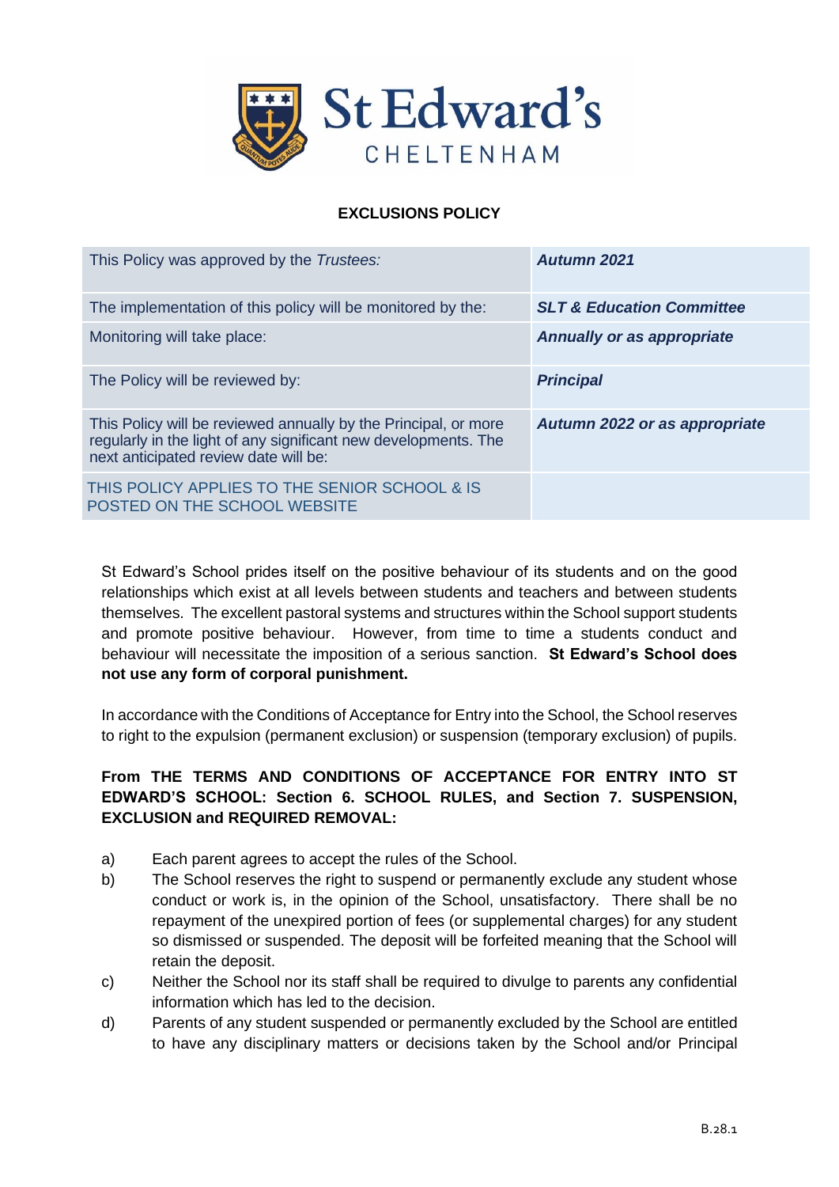St Edward's CHELTENHAM

# EXCLUSIONS POLICY

| This Policy was approved by the *Trustees:* | ***Autumn 2021*** |
|---|---|
| The implementation of this policy will be monitored by the: | ***SLT & Education Committee*** |
| Monitoring will take place: | ***Annually or as appropriate*** |
| The Policy will be reviewed by: | ***Principal*** |
| This Policy will be reviewed annually by the Principal, or more regularly in the light of any significant new developments. The next anticipated review date will be: | ***Autumn 2022 or as appropriate*** |
| THIS POLICY APPLIES TO THE SENIOR SCHOOL & IS POSTED ON THE SCHOOL WEBSITE | |

St Edward's School prides itself on the positive behaviour of its students and on the good relationships which exist at all levels between students and teachers and between students themselves. The excellent pastoral systems and structures within the School support students and promote positive behaviour. However, from time to time a students conduct and behaviour will necessitate the imposition of a serious sanction. **St Edward's School does not use any form of corporal punishment.**

In accordance with the Conditions of Acceptance for Entry into the School, the School reserves to right to the expulsion (permanent exclusion) or suspension (temporary exclusion) of pupils.

**From THE TERMS AND CONDITIONS OF ACCEPTANCE FOR ENTRY INTO ST EDWARD'S SCHOOL: Section 6. SCHOOL RULES, and Section 7. SUSPENSION, EXCLUSION and REQUIRED REMOVAL:**

a) Each parent agrees to accept the rules of the School.

b) The School reserves the right to suspend or permanently exclude any student whose conduct or work is, in the opinion of the School, unsatisfactory. There shall be no repayment of the unexpired portion of fees (or supplemental charges) for any student so dismissed or suspended. The deposit will be forfeited meaning that the School will retain the deposit.

c) Neither the School nor its staff shall be required to divulge to parents any confidential information which has led to the decision.

d) Parents of any student suspended or permanently excluded by the School are entitled to have any disciplinary matters or decisions taken by the School and/or Principal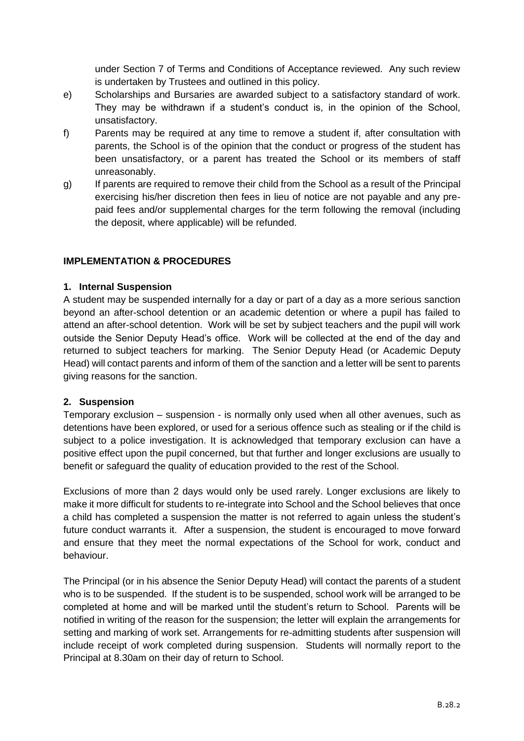under Section 7 of Terms and Conditions of Acceptance reviewed. Any such review is undertaken by Trustees and outlined in this policy.

e) Scholarships and Bursaries are awarded subject to a satisfactory standard of work. They may be withdrawn if a student's conduct is, in the opinion of the School, unsatisfactory.

f) Parents may be required at any time to remove a student if, after consultation with parents, the School is of the opinion that the conduct or progress of the student has been unsatisfactory, or a parent has treated the School or its members of staff unreasonably.

g) If parents are required to remove their child from the School as a result of the Principal exercising his/her discretion then fees in lieu of notice are not payable and any pre-paid fees and/or supplemental charges for the term following the removal (including the deposit, where applicable) will be refunded.

## IMPLEMENTATION & PROCEDURES

### 1. Internal Suspension

A student may be suspended internally for a day or part of a day as a more serious sanction beyond an after-school detention or an academic detention or where a pupil has failed to attend an after-school detention. Work will be set by subject teachers and the pupil will work outside the Senior Deputy Head's office. Work will be collected at the end of the day and returned to subject teachers for marking. The Senior Deputy Head (or Academic Deputy Head) will contact parents and inform of them of the sanction and a letter will be sent to parents giving reasons for the sanction.

### 2. Suspension

Temporary exclusion – suspension - is normally only used when all other avenues, such as detentions have been explored, or used for a serious offence such as stealing or if the child is subject to a police investigation. It is acknowledged that temporary exclusion can have a positive effect upon the pupil concerned, but that further and longer exclusions are usually to benefit or safeguard the quality of education provided to the rest of the School.

Exclusions of more than 2 days would only be used rarely. Longer exclusions are likely to make it more difficult for students to re-integrate into School and the School believes that once a child has completed a suspension the matter is not referred to again unless the student's future conduct warrants it. After a suspension, the student is encouraged to move forward and ensure that they meet the normal expectations of the School for work, conduct and behaviour.

The Principal (or in his absence the Senior Deputy Head) will contact the parents of a student who is to be suspended. If the student is to be suspended, school work will be arranged to be completed at home and will be marked until the student's return to School. Parents will be notified in writing of the reason for the suspension; the letter will explain the arrangements for setting and marking of work set. Arrangements for re-admitting students after suspension will include receipt of work completed during suspension. Students will normally report to the Principal at 8.30am on their day of return to School.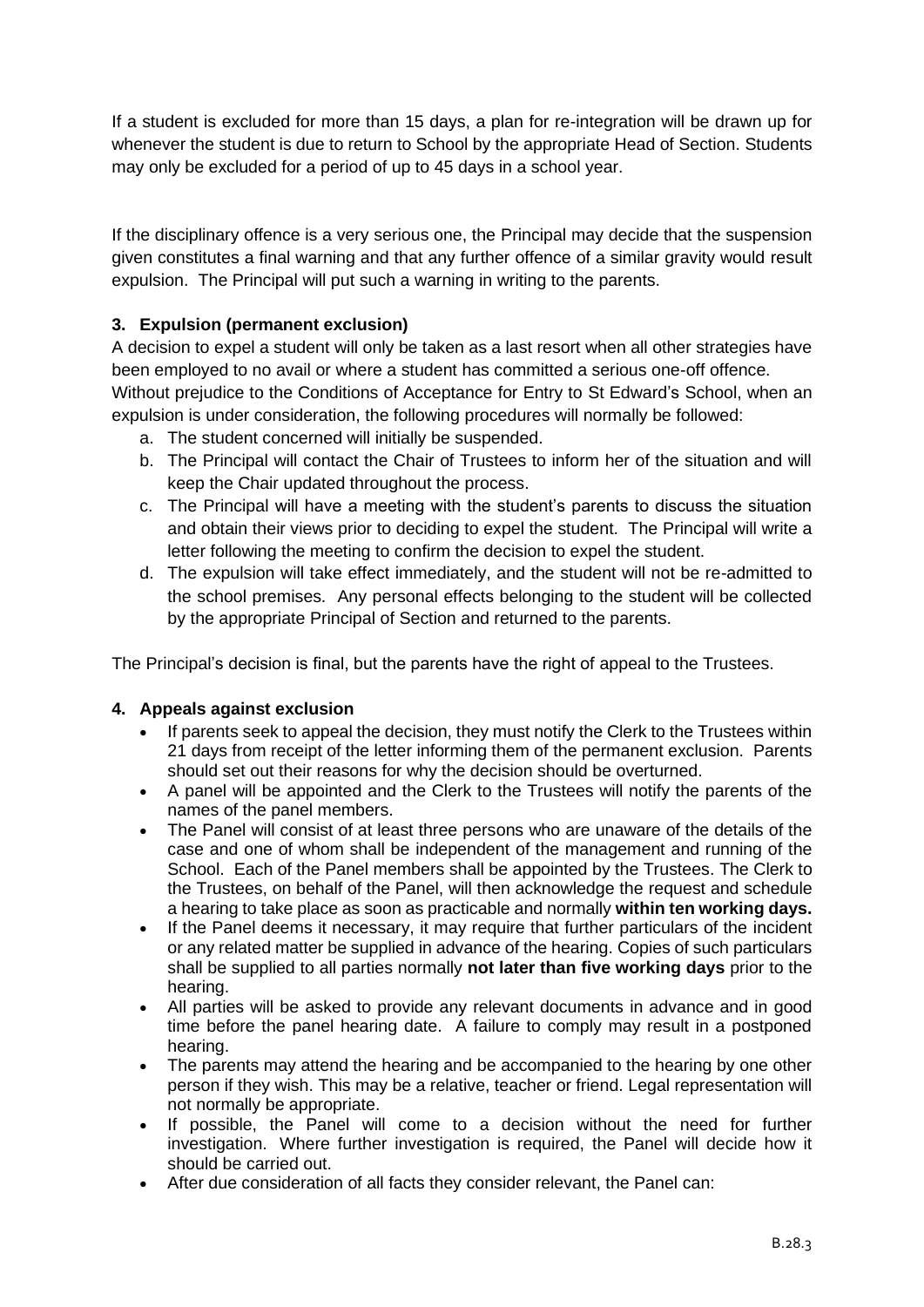If a student is excluded for more than 15 days, a plan for re-integration will be drawn up for whenever the student is due to return to School by the appropriate Head of Section. Students may only be excluded for a period of up to 45 days in a school year.

If the disciplinary offence is a very serious one, the Principal may decide that the suspension given constitutes a final warning and that any further offence of a similar gravity would result expulsion. The Principal will put such a warning in writing to the parents.

### 3. Expulsion (permanent exclusion)

A decision to expel a student will only be taken as a last resort when all other strategies have been employed to no avail or where a student has committed a serious one-off offence.
Without prejudice to the Conditions of Acceptance for Entry to St Edward's School, when an expulsion is under consideration, the following procedures will normally be followed:

a. The student concerned will initially be suspended.
b. The Principal will contact the Chair of Trustees to inform her of the situation and will keep the Chair updated throughout the process.
c. The Principal will have a meeting with the student's parents to discuss the situation and obtain their views prior to deciding to expel the student. The Principal will write a letter following the meeting to confirm the decision to expel the student.
d. The expulsion will take effect immediately, and the student will not be re-admitted to the school premises. Any personal effects belonging to the student will be collected by the appropriate Principal of Section and returned to the parents.

The Principal's decision is final, but the parents have the right of appeal to the Trustees.

### 4. Appeals against exclusion

- If parents seek to appeal the decision, they must notify the Clerk to the Trustees within 21 days from receipt of the letter informing them of the permanent exclusion. Parents should set out their reasons for why the decision should be overturned.
- A panel will be appointed and the Clerk to the Trustees will notify the parents of the names of the panel members.
- The Panel will consist of at least three persons who are unaware of the details of the case and one of whom shall be independent of the management and running of the School. Each of the Panel members shall be appointed by the Trustees. The Clerk to the Trustees, on behalf of the Panel, will then acknowledge the request and schedule a hearing to take place as soon as practicable and normally **within ten working days.**
- If the Panel deems it necessary, it may require that further particulars of the incident or any related matter be supplied in advance of the hearing. Copies of such particulars shall be supplied to all parties normally **not later than five working days** prior to the hearing.
- All parties will be asked to provide any relevant documents in advance and in good time before the panel hearing date. A failure to comply may result in a postponed hearing.
- The parents may attend the hearing and be accompanied to the hearing by one other person if they wish. This may be a relative, teacher or friend. Legal representation will not normally be appropriate.
- If possible, the Panel will come to a decision without the need for further investigation. Where further investigation is required, the Panel will decide how it should be carried out.
- After due consideration of all facts they consider relevant, the Panel can: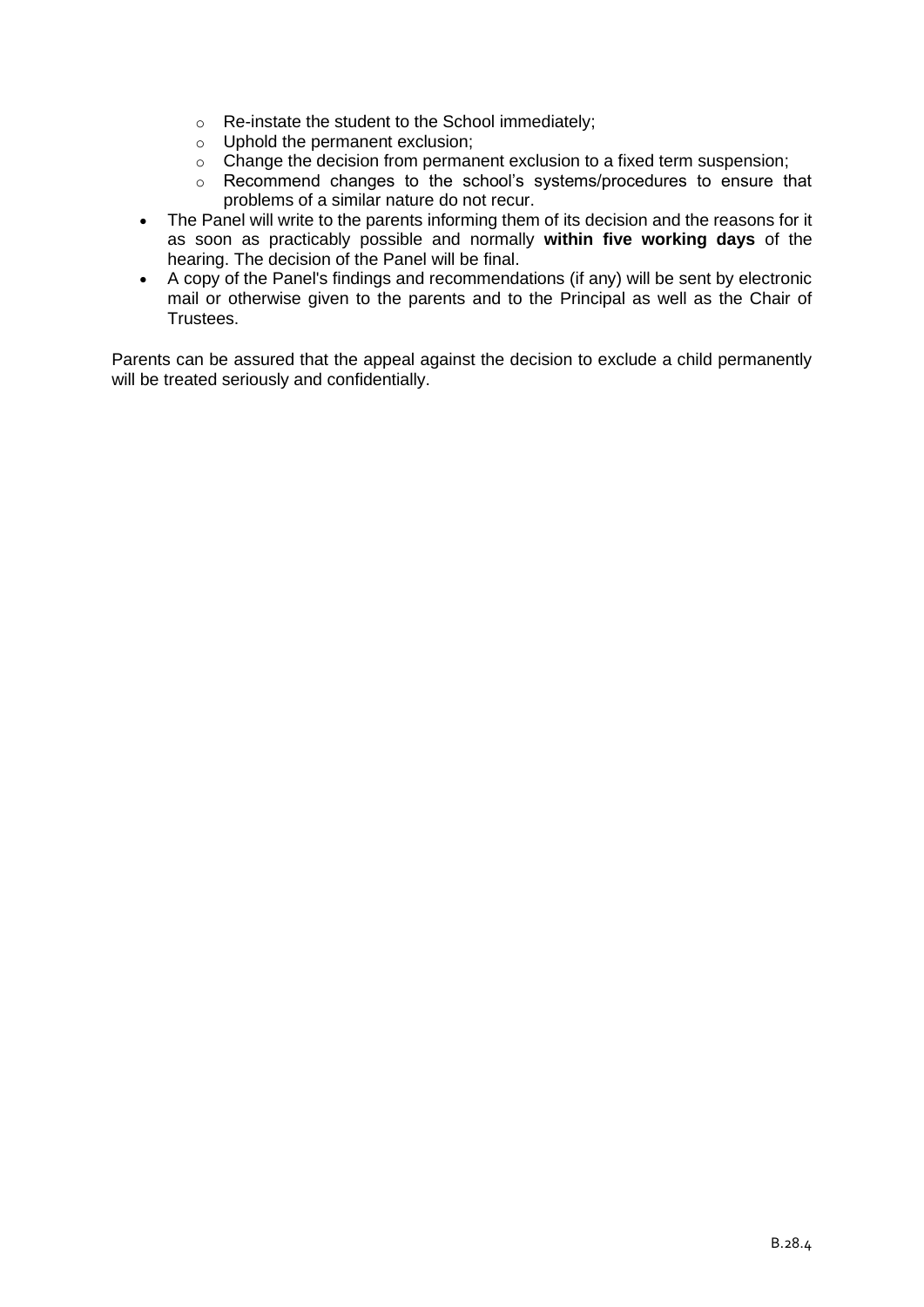- Re-instate the student to the School immediately;
  - Uphold the permanent exclusion;
  - Change the decision from permanent exclusion to a fixed term suspension;
  - Recommend changes to the school's systems/procedures to ensure that problems of a similar nature do not recur.
- The Panel will write to the parents informing them of its decision and the reasons for it as soon as practicably possible and normally **within five working days** of the hearing. The decision of the Panel will be final.
- A copy of the Panel's findings and recommendations (if any) will be sent by electronic mail or otherwise given to the parents and to the Principal as well as the Chair of Trustees.

Parents can be assured that the appeal against the decision to exclude a child permanently will be treated seriously and confidentially.